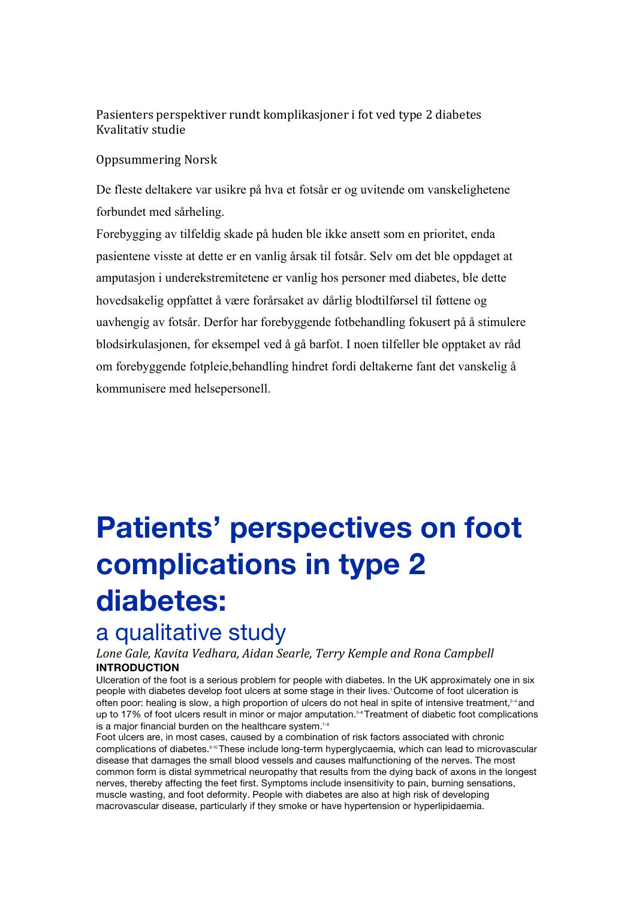Pasienters perspektiver rundt komplikasjoner i fot ved type 2 diabetes
Kvalitativ studie

Oppsummering Norsk

De fleste deltakere var usikre på hva et fotsår er og uvitende om vanskelighetene forbundet med sårheling.

Forebygging av tilfeldig skade på huden ble ikke ansett som en prioritet, enda pasientene visste at dette er en vanlig årsak til fotsår. Selv om det ble oppdaget at amputasjon i underekstremitetene er vanlig hos personer med diabetes, ble dette hovedsakelig oppfattet å være forårsaket av dårlig blodtilførsel til føttene og uavhengig av fotsår. Derfor har forebyggende fotbehandling fokusert på å stimulere blodsirkulasjonen, for eksempel ved å gå barfot. I noen tilfeller ble opptaket av råd om forebyggende fotpleie,behandling hindret fordi deltakerne fant det vanskelig å kommunisere med helsepersonell.

# Patients' perspectives on foot complications in type 2 diabetes:

## a qualitative study

*Lone Gale, Kavita Vedhara, Aidan Searle, Terry Kemple and Rona Campbell*

### INTRODUCTION

Ulceration of the foot is a serious problem for people with diabetes. In the UK approximately one in six people with diabetes develop foot ulcers at some stage in their lives.[1] Outcome of foot ulceration is often poor: healing is slow, a high proportion of ulcers do not heal in spite of intensive treatment,[2–4] and up to 17% of foot ulcers result in minor or major amputation.[3–6] Treatment of diabetic foot complications is a major financial burden on the healthcare system.[7–8]

Foot ulcers are, in most cases, caused by a combination of risk factors associated with chronic complications of diabetes.[9,10] These include long-term hyperglycaemia, which can lead to microvascular disease that damages the small blood vessels and causes malfunctioning of the nerves. The most common form is distal symmetrical neuropathy that results from the dying back of axons in the longest nerves, thereby affecting the feet first. Symptoms include insensitivity to pain, burning sensations, muscle wasting, and foot deformity. People with diabetes are also at high risk of developing macrovascular disease, particularly if they smoke or have hypertension or hyperlipidaemia.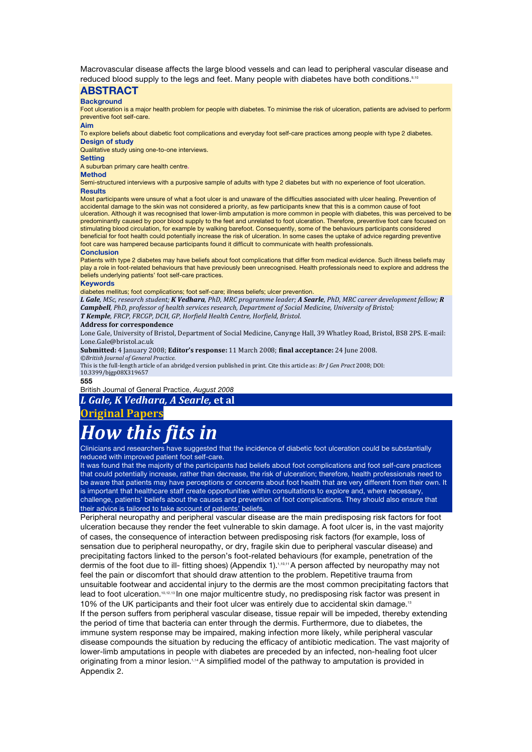Macrovascular disease affects the large blood vessels and can lead to peripheral vascular disease and reduced blood supply to the legs and feet. Many people with diabetes have both conditions.[9,10]

## ABSTRACT

### Background

Foot ulceration is a major health problem for people with diabetes. To minimise the risk of ulceration, patients are advised to perform preventive foot self-care.

### Aim

To explore beliefs about diabetic foot complications and everyday foot self-care practices among people with type 2 diabetes.

### Design of study

Qualitative study using one-to-one interviews.

### Setting

A suburban primary care health centre.

### Method

Semi-structured interviews with a purposive sample of adults with type 2 diabetes but with no experience of foot ulceration.

### Results

Most participants were unsure of what a foot ulcer is and unaware of the difficulties associated with ulcer healing. Prevention of accidental damage to the skin was not considered a priority, as few participants knew that this is a common cause of foot ulceration. Although it was recognised that lower-limb amputation is more common in people with diabetes, this was perceived to be predominantly caused by poor blood supply to the feet and unrelated to foot ulceration. Therefore, preventive foot care focused on stimulating blood circulation, for example by walking barefoot. Consequently, some of the behaviours participants considered beneficial for foot health could potentially increase the risk of ulceration. In some cases the uptake of advice regarding preventive foot care was hampered because participants found it difficult to communicate with health professionals.

### Conclusion

Patients with type 2 diabetes may have beliefs about foot complications that differ from medical evidence. Such illness beliefs may play a role in foot-related behaviours that have previously been unrecognised. Health professionals need to explore and address the beliefs underlying patients' foot self-care practices.

### Keywords

diabetes mellitus; foot complications; foot self-care; illness beliefs; ulcer prevention.

***L Gale**, MSc, research student; **K Vedhara**, PhD, MRC programme leader; **A Searle**, PhD, MRC career development fellow; **R Campbell**, PhD, professor of health services research, Department of Social Medicine, University of Bristol;*
***T Kemple**, FRCP, FRCGP, DCH, GP, Horfield Health Centre, Horfield, Bristol.*

**Address for correspondence**

Lone Gale, University of Bristol, Department of Social Medicine, Canynge Hall, 39 Whatley Road, Bristol, BS8 2PS. E-mail: Lone.Gale@bristol.ac.uk

**Submitted:** 4 January 2008; **Editor's response:** 11 March 2008; **final acceptance:** 24 June 2008.

*©British Journal of General Practice.*

This is the full-length article of an abridged version published in print. Cite this article as: *Br J Gen Pract* 2008; DOI: 10.3399/bjgp08X319657

## How this fits in

Clinicians and researchers have suggested that the incidence of diabetic foot ulceration could be substantially reduced with improved patient foot self-care.

It was found that the majority of the participants had beliefs about foot complications and foot self-care practices that could potentially increase, rather than decrease, the risk of ulceration; therefore, health professionals need to be aware that patients may have perceptions or concerns about foot health that are very different from their own. It is important that healthcare staff create opportunities within consultations to explore and, where necessary, challenge, patients' beliefs about the causes and prevention of foot complications. They should also ensure that their advice is tailored to take account of patients' beliefs.

Peripheral neuropathy and peripheral vascular disease are the main predisposing risk factors for foot ulceration because they render the feet vulnerable to skin damage. A foot ulcer is, in the vast majority of cases, the consequence of interaction between predisposing risk factors (for example, loss of sensation due to peripheral neuropathy, or dry, fragile skin due to peripheral vascular disease) and precipitating factors linked to the person's foot-related behaviours (for example, penetration of the dermis of the foot due to ill- fitting shoes) (Appendix 1).[1,10,11] A person affected by neuropathy may not feel the pain or discomfort that should draw attention to the problem. Repetitive trauma from unsuitable footwear and accidental injury to the dermis are the most common precipitating factors that lead to foot ulceration.[10,12,13] In one major multicentre study, no predisposing risk factor was present in 10% of the UK participants and their foot ulcer was entirely due to accidental skin damage.[13]

If the person suffers from peripheral vascular disease, tissue repair will be impeded, thereby extending the period of time that bacteria can enter through the dermis. Furthermore, due to diabetes, the immune system response may be impaired, making infection more likely, while peripheral vascular disease compounds the situation by reducing the efficacy of antibiotic medication. The vast majority of lower-limb amputations in people with diabetes are preceded by an infected, non-healing foot ulcer originating from a minor lesion.[1,14] A simplified model of the pathway to amputation is provided in Appendix 2.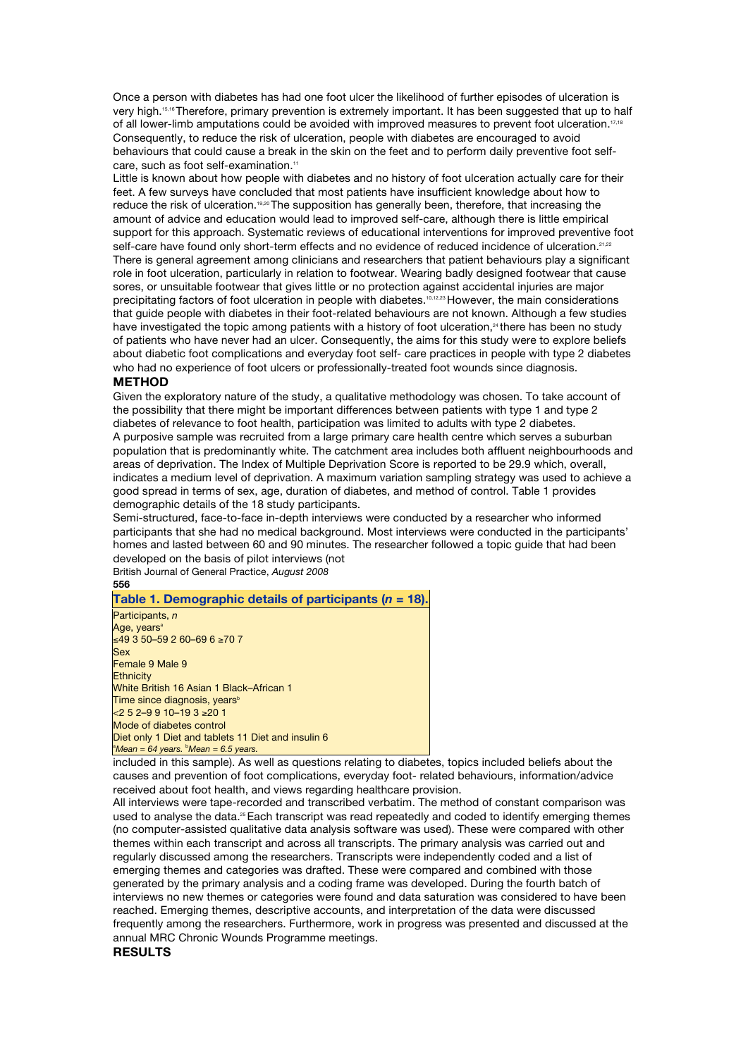Once a person with diabetes has had one foot ulcer the likelihood of further episodes of ulceration is very high.[15,16] Therefore, primary prevention is extremely important. It has been suggested that up to half of all lower-limb amputations could be avoided with improved measures to prevent foot ulceration.[17,18] Consequently, to reduce the risk of ulceration, people with diabetes are encouraged to avoid behaviours that could cause a break in the skin on the feet and to perform daily preventive foot self-care, such as foot self-examination.[11]

Little is known about how people with diabetes and no history of foot ulceration actually care for their feet. A few surveys have concluded that most patients have insufficient knowledge about how to reduce the risk of ulceration.[19,20] The supposition has generally been, therefore, that increasing the amount of advice and education would lead to improved self-care, although there is little empirical support for this approach. Systematic reviews of educational interventions for improved preventive foot self-care have found only short-term effects and no evidence of reduced incidence of ulceration.[21,22]

There is general agreement among clinicians and researchers that patient behaviours play a significant role in foot ulceration, particularly in relation to footwear. Wearing badly designed footwear that cause sores, or unsuitable footwear that gives little or no protection against accidental injuries are major precipitating factors of foot ulceration in people with diabetes.[10,12,23] However, the main considerations that guide people with diabetes in their foot-related behaviours are not known. Although a few studies have investigated the topic among patients with a history of foot ulceration,[24] there has been no study of patients who have never had an ulcer. Consequently, the aims for this study were to explore beliefs about diabetic foot complications and everyday foot self- care practices in people with type 2 diabetes who had no experience of foot ulcers or professionally-treated foot wounds since diagnosis.

## METHOD

Given the exploratory nature of the study, a qualitative methodology was chosen. To take account of the possibility that there might be important differences between patients with type 1 and type 2 diabetes of relevance to foot health, participation was limited to adults with type 2 diabetes.

A purposive sample was recruited from a large primary care health centre which serves a suburban population that is predominantly white. The catchment area includes both affluent neighbourhoods and areas of deprivation. The Index of Multiple Deprivation Score is reported to be 29.9 which, overall, indicates a medium level of deprivation. A maximum variation sampling strategy was used to achieve a good spread in terms of sex, age, duration of diabetes, and method of control. Table 1 provides demographic details of the 18 study participants.

Semi-structured, face-to-face in-depth interviews were conducted by a researcher who informed participants that she had no medical background. Most interviews were conducted in the participants' homes and lasted between 60 and 90 minutes. The researcher followed a topic guide that had been developed on the basis of pilot interviews (not included in this sample). As well as questions relating to diabetes, topics included beliefs about the causes and prevention of foot complications, everyday foot- related behaviours, information/advice received about foot health, and views regarding healthcare provision.

**Table 1. Demographic details of participants (*n* = 18).**

| | Participants, *n* |
|---|---|
| **Age, years[a]** | |
| ≤49 | 3 |
| 50–59 | 2 |
| 60–69 | 6 |
| ≥70 | 7 |
| **Sex** | |
| Female | 9 |
| Male | 9 |
| **Ethnicity** | |
| White British | 16 |
| Asian | 1 |
| Black–African | 1 |
| **Time since diagnosis, years[b]** | |
| <2 | 5 |
| 2–9 | 9 |
| 10–19 | 3 |
| ≥20 | 1 |
| **Mode of diabetes control** | |
| Diet only | 1 |
| Diet and tablets | 11 |
| Diet and insulin | 6 |

[a]*Mean = 64 years.* [b]*Mean = 6.5 years.*

All interviews were tape-recorded and transcribed verbatim. The method of constant comparison was used to analyse the data.[25] Each transcript was read repeatedly and coded to identify emerging themes (no computer-assisted qualitative data analysis software was used). These were compared with other themes within each transcript and across all transcripts. The primary analysis was carried out and regularly discussed among the researchers. Transcripts were independently coded and a list of emerging themes and categories was drafted. These were compared and combined with those generated by the primary analysis and a coding frame was developed. During the fourth batch of interviews no new themes or categories were found and data saturation was considered to have been reached. Emerging themes, descriptive accounts, and interpretation of the data were discussed frequently among the researchers. Furthermore, work in progress was presented and discussed at the annual MRC Chronic Wounds Programme meetings.

## RESULTS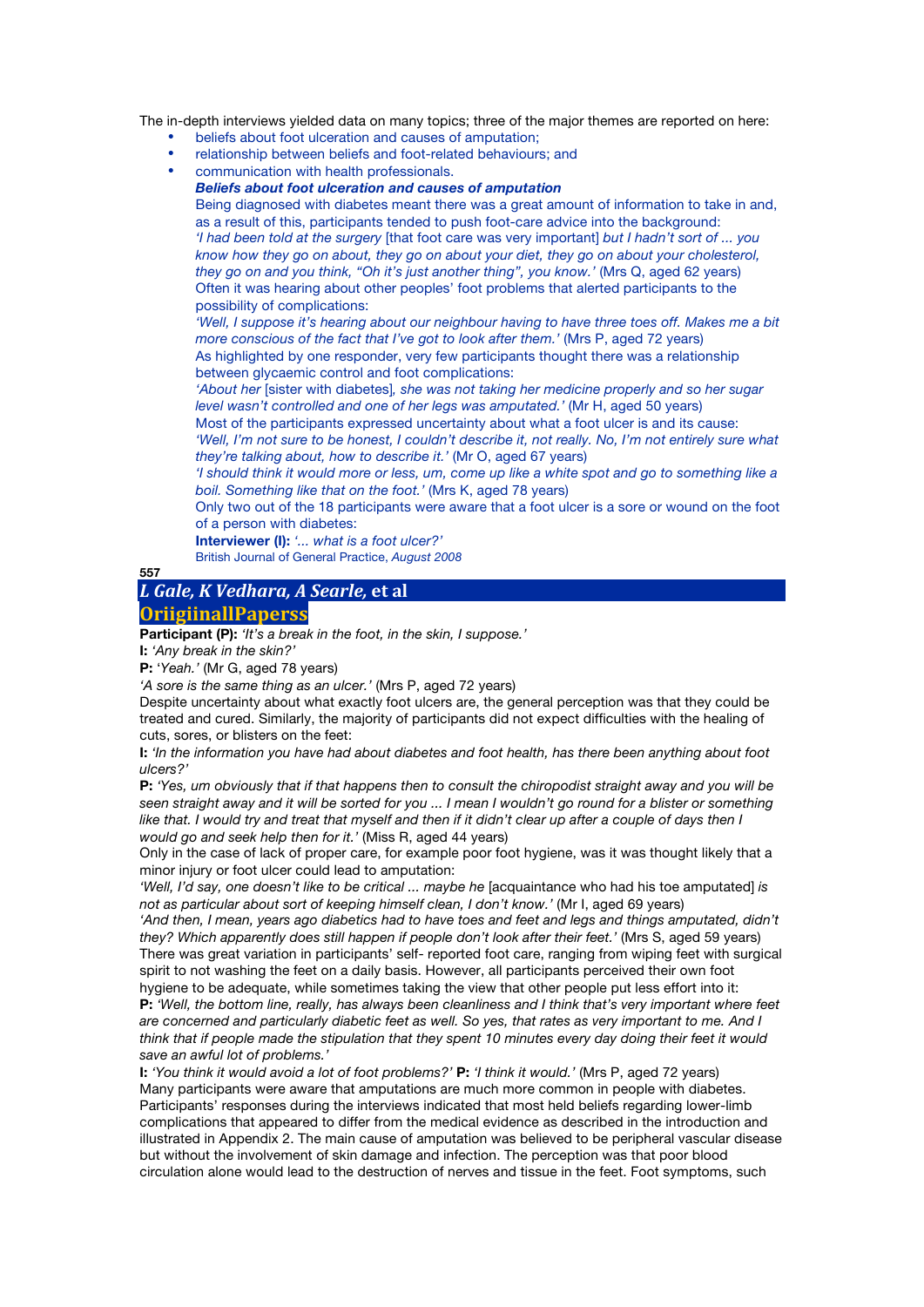The in-depth interviews yielded data on many topics; three of the major themes are reported on here:

- beliefs about foot ulceration and causes of amputation;
- relationship between beliefs and foot-related behaviours; and
- communication with health professionals.

### *Beliefs about foot ulceration and causes of amputation*

Being diagnosed with diabetes meant there was a great amount of information to take in and, as a result of this, participants tended to push foot-care advice into the background:

*'I had been told at the surgery* [that foot care was very important] *but I hadn't sort of ... you know how they go on about, they go on about your diet, they go on about your cholesterol, they go on and you think, "Oh it's just another thing", you know.'* (Mrs Q, aged 62 years)

Often it was hearing about other peoples' foot problems that alerted participants to the possibility of complications:

*'Well, I suppose it's hearing about our neighbour having to have three toes off. Makes me a bit more conscious of the fact that I've got to look after them.'* (Mrs P, aged 72 years)

As highlighted by one responder, very few participants thought there was a relationship between glycaemic control and foot complications:

*'About her* [sister with diabetes]*, she was not taking her medicine properly and so her sugar level wasn't controlled and one of her legs was amputated.'* (Mr H, aged 50 years)

Most of the participants expressed uncertainty about what a foot ulcer is and its cause:

*'Well, I'm not sure to be honest, I couldn't describe it, not really. No, I'm not entirely sure what they're talking about, how to describe it.'* (Mr O, aged 67 years)

*'I should think it would more or less, um, come up like a white spot and go to something like a boil. Something like that on the foot.'* (Mrs K, aged 78 years)

Only two out of the 18 participants were aware that a foot ulcer is a sore or wound on the foot of a person with diabetes:

**Interviewer (I):** *'... what is a foot ulcer?'*

**Participant (P):** *'It's a break in the foot, in the skin, I suppose.'*

**I:** *'Any break in the skin?'*

**P:** *'Yeah.'* (Mr G, aged 78 years)

*'A sore is the same thing as an ulcer.'* (Mrs P, aged 72 years)

Despite uncertainty about what exactly foot ulcers are, the general perception was that they could be treated and cured. Similarly, the majority of participants did not expect difficulties with the healing of cuts, sores, or blisters on the feet:

**I:** *'In the information you have had about diabetes and foot health, has there been anything about foot ulcers?'*

**P:** *'Yes, um obviously that if that happens then to consult the chiropodist straight away and you will be seen straight away and it will be sorted for you ... I mean I wouldn't go round for a blister or something like that. I would try and treat that myself and then if it didn't clear up after a couple of days then I would go and seek help then for it.'* (Miss R, aged 44 years)

Only in the case of lack of proper care, for example poor foot hygiene, was it was thought likely that a minor injury or foot ulcer could lead to amputation:

*'Well, I'd say, one doesn't like to be critical ... maybe he* [acquaintance who had his toe amputated] *is not as particular about sort of keeping himself clean, I don't know.'* (Mr I, aged 69 years)

*'And then, I mean, years ago diabetics had to have toes and feet and legs and things amputated, didn't they? Which apparently does still happen if people don't look after their feet.'* (Mrs S, aged 59 years)

There was great variation in participants' self- reported foot care, ranging from wiping feet with surgical spirit to not washing the feet on a daily basis. However, all participants perceived their own foot hygiene to be adequate, while sometimes taking the view that other people put less effort into it:

**P:** *'Well, the bottom line, really, has always been cleanliness and I think that's very important where feet are concerned and particularly diabetic feet as well. So yes, that rates as very important to me. And I think that if people made the stipulation that they spent 10 minutes every day doing their feet it would save an awful lot of problems.'*

**I:** *'You think it would avoid a lot of foot problems?'* **P:** *'I think it would.'* (Mrs P, aged 72 years)

Many participants were aware that amputations are much more common in people with diabetes. Participants' responses during the interviews indicated that most held beliefs regarding lower-limb complications that appeared to differ from the medical evidence as described in the introduction and illustrated in Appendix 2. The main cause of amputation was believed to be peripheral vascular disease but without the involvement of skin damage and infection. The perception was that poor blood circulation alone would lead to the destruction of nerves and tissue in the feet. Foot symptoms, such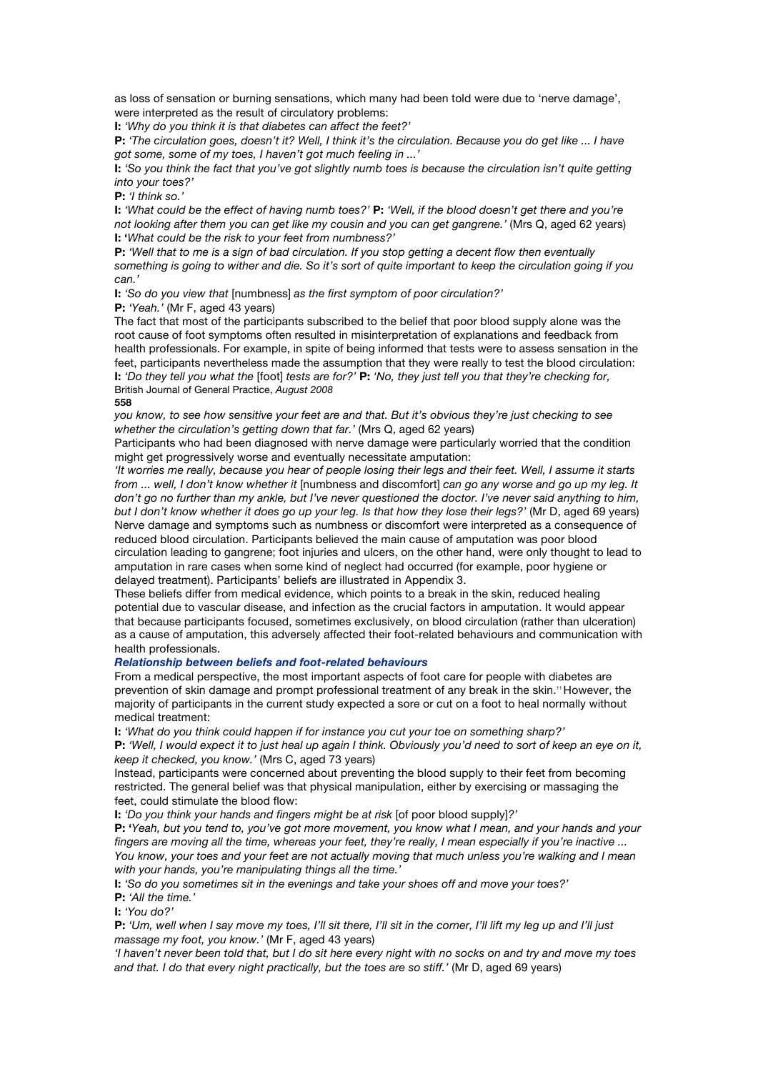as loss of sensation or burning sensations, which many had been told were due to 'nerve damage', were interpreted as the result of circulatory problems:

**I:** *'Why do you think it is that diabetes can affect the feet?'*

**P:** *'The circulation goes, doesn't it? Well, I think it's the circulation. Because you do get like ... I have got some, some of my toes, I haven't got much feeling in ...'*

**I:** *'So you think the fact that you've got slightly numb toes is because the circulation isn't quite getting into your toes?'*

**P:** *'I think so.'*

**I:** *'What could be the effect of having numb toes?'* **P:** *'Well, if the blood doesn't get there and you're not looking after them you can get like my cousin and you can get gangrene.'* (Mrs Q, aged 62 years)

**I:** *'What could be the risk to your feet from numbness?'*

**P:** *'Well that to me is a sign of bad circulation. If you stop getting a decent flow then eventually something is going to wither and die. So it's sort of quite important to keep the circulation going if you can.'*

**I:** *'So do you view that* [numbness] *as the first symptom of poor circulation?'*

**P:** *'Yeah.'* (Mr F, aged 43 years)

The fact that most of the participants subscribed to the belief that poor blood supply alone was the root cause of foot symptoms often resulted in misinterpretation of explanations and feedback from health professionals. For example, in spite of being informed that tests were to assess sensation in the feet, participants nevertheless made the assumption that they were really to test the blood circulation:

**I:** *'Do they tell you what the* [foot] *tests are for?'* **P:** *'No, they just tell you that they're checking for, you know, to see how sensitive your feet are and that. But it's obvious they're just checking to see whether the circulation's getting down that far.'* (Mrs Q, aged 62 years)

Participants who had been diagnosed with nerve damage were particularly worried that the condition might get progressively worse and eventually necessitate amputation:

*'It worries me really, because you hear of people losing their legs and their feet. Well, I assume it starts from ... well, I don't know whether it* [numbness and discomfort] *can go any worse and go up my leg. It don't go no further than my ankle, but I've never questioned the doctor. I've never said anything to him, but I don't know whether it does go up your leg. Is that how they lose their legs?'* (Mr D, aged 69 years)

Nerve damage and symptoms such as numbness or discomfort were interpreted as a consequence of reduced blood circulation. Participants believed the main cause of amputation was poor blood circulation leading to gangrene; foot injuries and ulcers, on the other hand, were only thought to lead to amputation in rare cases when some kind of neglect had occurred (for example, poor hygiene or delayed treatment). Participants' beliefs are illustrated in Appendix 3.

These beliefs differ from medical evidence, which points to a break in the skin, reduced healing potential due to vascular disease, and infection as the crucial factors in amputation. It would appear that because participants focused, sometimes exclusively, on blood circulation (rather than ulceration) as a cause of amputation, this adversely affected their foot-related behaviours and communication with health professionals.

### Relationship between beliefs and foot-related behaviours

From a medical perspective, the most important aspects of foot care for people with diabetes are prevention of skin damage and prompt professional treatment of any break in the skin.[11] However, the majority of participants in the current study expected a sore or cut on a foot to heal normally without medical treatment:

**I:** *'What do you think could happen if for instance you cut your toe on something sharp?'*

**P:** *'Well, I would expect it to just heal up again I think. Obviously you'd need to sort of keep an eye on it, keep it checked, you know.'* (Mrs C, aged 73 years)

Instead, participants were concerned about preventing the blood supply to their feet from becoming restricted. The general belief was that physical manipulation, either by exercising or massaging the feet, could stimulate the blood flow:

**I:** *'Do you think your hands and fingers might be at risk* [of poor blood supply]*?'*

**P:** *'Yeah, but you tend to, you've got more movement, you know what I mean, and your hands and your fingers are moving all the time, whereas your feet, they're really, I mean especially if you're inactive ... You know, your toes and your feet are not actually moving that much unless you're walking and I mean with your hands, you're manipulating things all the time.'*

**I:** *'So do you sometimes sit in the evenings and take your shoes off and move your toes?'*

**P:** *'All the time.'*

**I:** *'You do?'*

**P:** *'Um, well when I say move my toes, I'll sit there, I'll sit in the corner, I'll lift my leg up and I'll just massage my foot, you know.'* (Mr F, aged 43 years)

*'I haven't never been told that, but I do sit here every night with no socks on and try and move my toes and that. I do that every night practically, but the toes are so stiff.'* (Mr D, aged 69 years)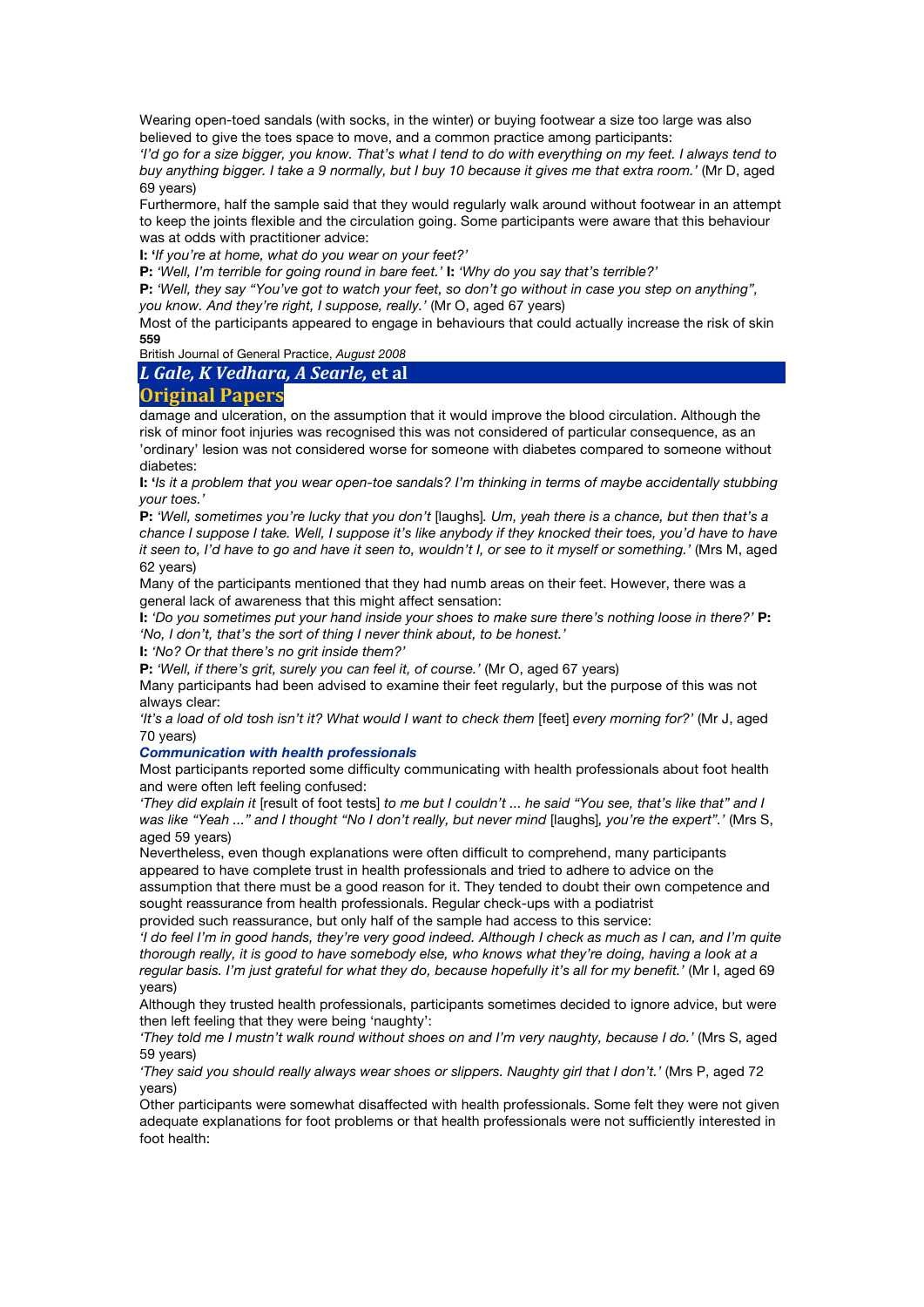Wearing open-toed sandals (with socks, in the winter) or buying footwear a size too large was also believed to give the toes space to move, and a common practice among participants:

*'I'd go for a size bigger, you know. That's what I tend to do with everything on my feet. I always tend to buy anything bigger. I take a 9 normally, but I buy 10 because it gives me that extra room.'* (Mr D, aged 69 years)

Furthermore, half the sample said that they would regularly walk around without footwear in an attempt to keep the joints flexible and the circulation going. Some participants were aware that this behaviour was at odds with practitioner advice:

**I:** *'If you're at home, what do you wear on your feet?'*

**P:** *'Well, I'm terrible for going round in bare feet.'* **I:** *'Why do you say that's terrible?'*

**P:** *'Well, they say "You've got to watch your feet, so don't go without in case you step on anything", you know. And they're right, I suppose, really.'* (Mr O, aged 67 years)

Most of the participants appeared to engage in behaviours that could actually increase the risk of skin damage and ulceration, on the assumption that it would improve the blood circulation. Although the risk of minor foot injuries was recognised this was not considered of particular consequence, as an 'ordinary' lesion was not considered worse for someone with diabetes compared to someone without diabetes:

**I:** *'Is it a problem that you wear open-toe sandals? I'm thinking in terms of maybe accidentally stubbing your toes.'*

**P:** *'Well, sometimes you're lucky that you don't* [laughs]*. Um, yeah there is a chance, but then that's a chance I suppose I take. Well, I suppose it's like anybody if they knocked their toes, you'd have to have it seen to, I'd have to go and have it seen to, wouldn't I, or see to it myself or something.'* (Mrs M, aged 62 years)

Many of the participants mentioned that they had numb areas on their feet. However, there was a general lack of awareness that this might affect sensation:

**I:** *'Do you sometimes put your hand inside your shoes to make sure there's nothing loose in there?'* **P:** *'No, I don't, that's the sort of thing I never think about, to be honest.'*

**I:** *'No? Or that there's no grit inside them?'*

**P:** *'Well, if there's grit, surely you can feel it, of course.'* (Mr O, aged 67 years)

Many participants had been advised to examine their feet regularly, but the purpose of this was not always clear:

*'It's a load of old tosh isn't it? What would I want to check them* [feet] *every morning for?'* (Mr J, aged 70 years)

### Communication with health professionals

Most participants reported some difficulty communicating with health professionals about foot health and were often left feeling confused:

*'They did explain it* [result of foot tests] *to me but I couldn't ... he said "You see, that's like that" and I was like "Yeah ..." and I thought "No I don't really, but never mind* [laughs]*, you're the expert".'* (Mrs S, aged 59 years)

Nevertheless, even though explanations were often difficult to comprehend, many participants appeared to have complete trust in health professionals and tried to adhere to advice on the assumption that there must be a good reason for it. They tended to doubt their own competence and sought reassurance from health professionals. Regular check-ups with a podiatrist provided such reassurance, but only half of the sample had access to this service:

*'I do feel I'm in good hands, they're very good indeed. Although I check as much as I can, and I'm quite thorough really, it is good to have somebody else, who knows what they're doing, having a look at a regular basis. I'm just grateful for what they do, because hopefully it's all for my benefit.'* (Mr I, aged 69 years)

Although they trusted health professionals, participants sometimes decided to ignore advice, but were then left feeling that they were being 'naughty':

*'They told me I mustn't walk round without shoes on and I'm very naughty, because I do.'* (Mrs S, aged 59 years)

*'They said you should really always wear shoes or slippers. Naughty girl that I don't.'* (Mrs P, aged 72 years)

Other participants were somewhat disaffected with health professionals. Some felt they were not given adequate explanations for foot problems or that health professionals were not sufficiently interested in foot health: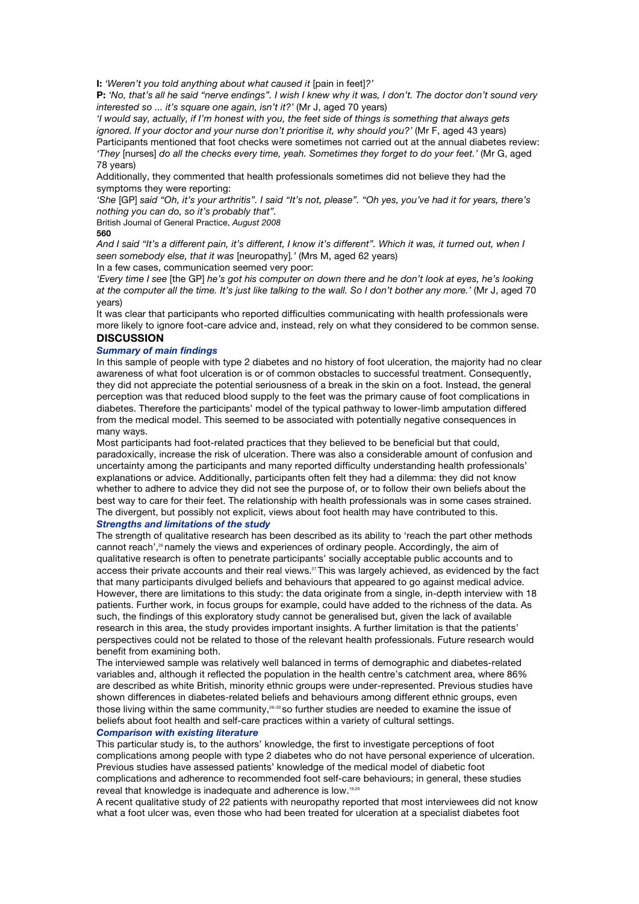**I:** *'Weren't you told anything about what caused it* [pain in feet]*?'*

**P:** *'No, that's all he said "nerve endings". I wish I knew why it was, I don't. The doctor don't sound very interested so ... it's square one again, isn't it?'* (Mr J, aged 70 years)

*'I would say, actually, if I'm honest with you, the feet side of things is something that always gets ignored. If your doctor and your nurse don't prioritise it, why should you?'* (Mr F, aged 43 years)

Participants mentioned that foot checks were sometimes not carried out at the annual diabetes review: *'They* [nurses] *do all the checks every time, yeah. Sometimes they forget to do your feet.'* (Mr G, aged 78 years)

Additionally, they commented that health professionals sometimes did not believe they had the symptoms they were reporting:

*'She* [GP] *said "Oh, it's your arthritis". I said "It's not, please". "Oh yes, you've had it for years, there's nothing you can do, so it's probably that". And I said "It's a different pain, it's different, I know it's different". Which it was, it turned out, when I seen somebody else, that it was* [neuropathy]*.'* (Mrs M, aged 62 years)

In a few cases, communication seemed very poor:

*'Every time I see* [the GP] *he's got his computer on down there and he don't look at eyes, he's looking at the computer all the time. It's just like talking to the wall. So I don't bother any more.'* (Mr J, aged 70 years)

It was clear that participants who reported difficulties communicating with health professionals were more likely to ignore foot-care advice and, instead, rely on what they considered to be common sense.

## DISCUSSION

### Summary of main findings

In this sample of people with type 2 diabetes and no history of foot ulceration, the majority had no clear awareness of what foot ulceration is or of common obstacles to successful treatment. Consequently, they did not appreciate the potential seriousness of a break in the skin on a foot. Instead, the general perception was that reduced blood supply to the feet was the primary cause of foot complications in diabetes. Therefore the participants' model of the typical pathway to lower-limb amputation differed from the medical model. This seemed to be associated with potentially negative consequences in many ways.

Most participants had foot-related practices that they believed to be beneficial but that could, paradoxically, increase the risk of ulceration. There was also a considerable amount of confusion and uncertainty among the participants and many reported difficulty understanding health professionals' explanations or advice. Additionally, participants often felt they had a dilemma: they did not know whether to adhere to advice they did not see the purpose of, or to follow their own beliefs about the best way to care for their feet. The relationship with health professionals was in some cases strained. The divergent, but possibly not explicit, views about foot health may have contributed to this.

### Strengths and limitations of the study

The strength of qualitative research has been described as its ability to 'reach the part other methods cannot reach',[26] namely the views and experiences of ordinary people. Accordingly, the aim of qualitative research is often to penetrate participants' socially acceptable public accounts and to access their private accounts and their real views.[27] This was largely achieved, as evidenced by the fact that many participants divulged beliefs and behaviours that appeared to go against medical advice. However, there are limitations to this study: the data originate from a single, in-depth interview with 18 patients. Further work, in focus groups for example, could have added to the richness of the data. As such, the findings of this exploratory study cannot be generalised but, given the lack of available research in this area, the study provides important insights. A further limitation is that the patients' perspectives could not be related to those of the relevant health professionals. Future research would benefit from examining both.

The interviewed sample was relatively well balanced in terms of demographic and diabetes-related variables and, although it reflected the population in the health centre's catchment area, where 86% are described as white British, minority ethnic groups were under-represented. Previous studies have shown differences in diabetes-related beliefs and behaviours among different ethnic groups, even those living within the same community,[28–30] so further studies are needed to examine the issue of beliefs about foot health and self-care practices within a variety of cultural settings.

### Comparison with existing literature

This particular study is, to the authors' knowledge, the first to investigate perceptions of foot complications among people with type 2 diabetes who do not have personal experience of ulceration. Previous studies have assessed patients' knowledge of the medical model of diabetic foot complications and adherence to recommended foot self-care behaviours; in general, these studies reveal that knowledge is inadequate and adherence is low.[19,20]

A recent qualitative study of 22 patients with neuropathy reported that most interviewees did not know what a foot ulcer was, even those who had been treated for ulceration at a specialist diabetes foot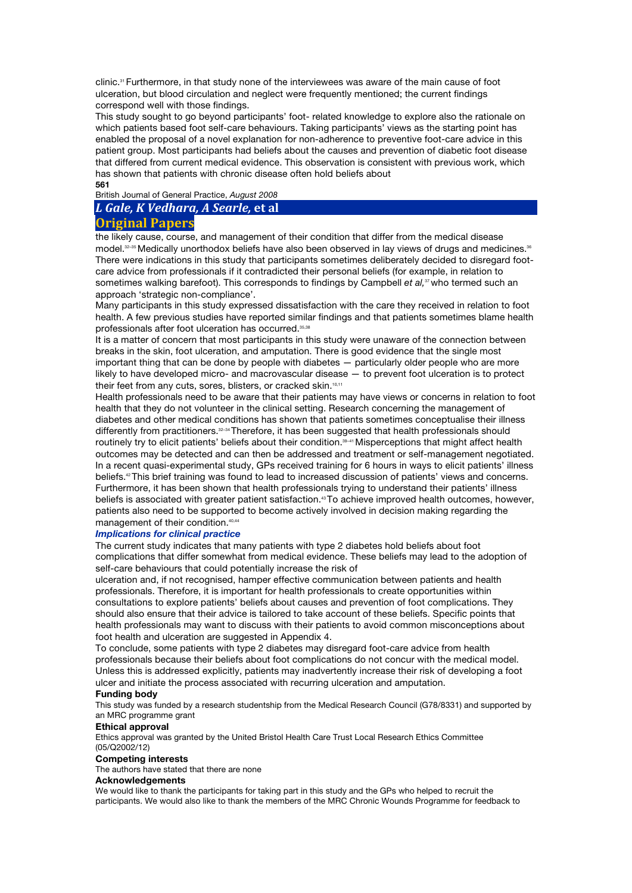clinic.[31] Furthermore, in that study none of the interviewees was aware of the main cause of foot ulceration, but blood circulation and neglect were frequently mentioned; the current findings correspond well with those findings.

This study sought to go beyond participants' foot- related knowledge to explore also the rationale on which patients based foot self-care behaviours. Taking participants' views as the starting point has enabled the proposal of a novel explanation for non-adherence to preventive foot-care advice in this patient group. Most participants had beliefs about the causes and prevention of diabetic foot disease that differed from current medical evidence. This observation is consistent with previous work, which has shown that patients with chronic disease often hold beliefs about the likely cause, course, and management of their condition that differ from the medical disease model.[32–35] Medically unorthodox beliefs have also been observed in lay views of drugs and medicines.[36] There were indications in this study that participants sometimes deliberately decided to disregard foot-care advice from professionals if it contradicted their personal beliefs (for example, in relation to sometimes walking barefoot). This corresponds to findings by Campbell *et al*,[37] who termed such an approach 'strategic non-compliance'.

Many participants in this study expressed dissatisfaction with the care they received in relation to foot health. A few previous studies have reported similar findings and that patients sometimes blame health professionals after foot ulceration has occurred.[35,38]

It is a matter of concern that most participants in this study were unaware of the connection between breaks in the skin, foot ulceration, and amputation. There is good evidence that the single most important thing that can be done by people with diabetes — particularly older people who are more likely to have developed micro- and macrovascular disease — to prevent foot ulceration is to protect their feet from any cuts, sores, blisters, or cracked skin.[10,11]

Health professionals need to be aware that their patients may have views or concerns in relation to foot health that they do not volunteer in the clinical setting. Research concerning the management of diabetes and other medical conditions has shown that patients sometimes conceptualise their illness differently from practitioners.[32–34] Therefore, it has been suggested that health professionals should routinely try to elicit patients' beliefs about their condition.[39–41] Misperceptions that might affect health outcomes may be detected and can then be addressed and treatment or self-management negotiated. In a recent quasi-experimental study, GPs received training for 6 hours in ways to elicit patients' illness beliefs.[42] This brief training was found to lead to increased discussion of patients' views and concerns. Furthermore, it has been shown that health professionals trying to understand their patients' illness beliefs is associated with greater patient satisfaction.[43] To achieve improved health outcomes, however, patients also need to be supported to become actively involved in decision making regarding the management of their condition.[40,44]

### Implications for clinical practice

The current study indicates that many patients with type 2 diabetes hold beliefs about foot complications that differ somewhat from medical evidence. These beliefs may lead to the adoption of self-care behaviours that could potentially increase the risk of ulceration and, if not recognised, hamper effective communication between patients and health professionals. Therefore, it is important for health professionals to create opportunities within consultations to explore patients' beliefs about causes and prevention of foot complications. They should also ensure that their advice is tailored to take account of these beliefs. Specific points that health professionals may want to discuss with their patients to avoid common misconceptions about foot health and ulceration are suggested in Appendix 4.

To conclude, some patients with type 2 diabetes may disregard foot-care advice from health professionals because their beliefs about foot complications do not concur with the medical model. Unless this is addressed explicitly, patients may inadvertently increase their risk of developing a foot ulcer and initiate the process associated with recurring ulceration and amputation.

#### Funding body

This study was funded by a research studentship from the Medical Research Council (G78/8331) and supported by an MRC programme grant

#### Ethical approval

Ethics approval was granted by the United Bristol Health Care Trust Local Research Ethics Committee (05/Q2002/12)

#### Competing interests

The authors have stated that there are none

#### Acknowledgements

We would like to thank the participants for taking part in this study and the GPs who helped to recruit the participants. We would also like to thank the members of the MRC Chronic Wounds Programme for feedback to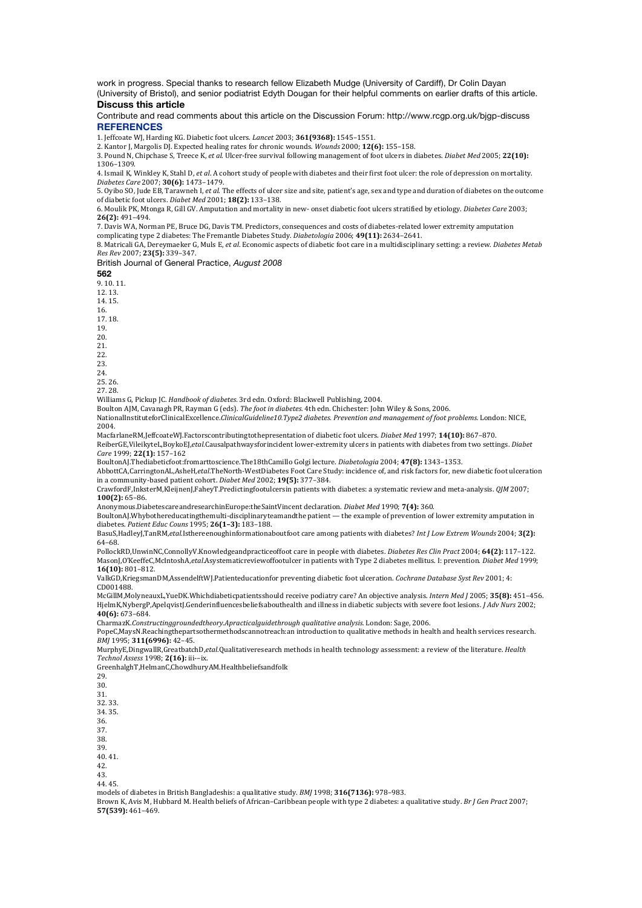work in progress. Special thanks to research fellow Elizabeth Mudge (University of Cardiff), Dr Colin Dayan (University of Bristol), and senior podiatrist Edyth Dougan for their helpful comments on earlier drafts of this article.

### Discuss this article

Contribute and read comments about this article on the Discussion Forum: http://www.rcgp.org.uk/bjgp-discuss

## REFERENCES

1. Jeffcoate WJ, Harding KG. Diabetic foot ulcers. *Lancet* 2003; **361(9368):** 1545–1551.
2. Kantor J, Margolis DJ. Expected healing rates for chronic wounds. *Wounds* 2000; **12(6):** 155–158.
3. Pound N, Chipchase S, Treece K, *et al.* Ulcer-free survival following management of foot ulcers in diabetes. *Diabet Med* 2005; **22(10):** 1306–1309.
4. Ismail K, Winkley K, Stahl D, *et al*. A cohort study of people with diabetes and their first foot ulcer: the role of depression on mortality. *Diabetes Care* 2007; **30(6):** 1473–1479.
5. Oyibo SO, Jude EB, Tarawneh I, *et al.* The effects of ulcer size and site, patient's age, sex and type and duration of diabetes on the outcome of diabetic foot ulcers. *Diabet Med* 2001; **18(2):** 133–138.
6. Moulik PK, Mtonga R, Gill GV. Amputation and mortality in new- onset diabetic foot ulcers stratified by etiology. *Diabetes Care* 2003; **26(2):** 491–494.
7. Davis WA, Norman PE, Bruce DG, Davis TM. Predictors, consequences and costs of diabetes-related lower extremity amputation complicating type 2 diabetes: The Fremantle Diabetes Study. *Diabetologia* 2006; **49(11):** 2634–2641.
8. Matricali GA, Dereymaeker G, Muls E, *et al*. Economic aspects of diabetic foot care in a multidisciplinary setting: a review. *Diabetes Metab Res Rev* 2007; **23(5):** 339–347.

9. 10. 11.
12. 13.
14. 15.
16.
17. 18.
19.
20.
21.
22.
23.
24.
25. 26.
27. 28.

Williams G, Pickup JC. *Handbook of diabetes*. 3rd edn. Oxford: Blackwell Publishing, 2004.
Boulton AJM, Cavanagh PR, Rayman G (eds). *The foot in diabetes*. 4th edn. Chichester: John Wiley & Sons, 2006.
NationalInstituteforClinicalExcellence.*ClinicalGuideline10.Type2 diabetes. Prevention and management of foot problems.* London: NICE, 2004.
MacfarlaneRM,JeffcoateWJ.Factorscontributingtothepresentation of diabetic foot ulcers. *Diabet Med* 1997; **14(10):** 867–870.
ReiberGE,VileikyteL,BoykoEJ,*etal*.Causalpathwaysforincident lower-extremity ulcers in patients with diabetes from two settings. *Diabet Care* 1999; **22(1):** 157–162
BoultonAJ.Thediabeticfoot:fromarttoscience.The18thCamillo Golgi lecture. *Diabetologia* 2004; **47(8):** 1343–1353.
AbbottCA,CarringtonAL,AsheH,*etal*.TheNorth-WestDiabetes Foot Care Study: incidence of, and risk factors for, new diabetic foot ulceration in a community-based patient cohort. *Diabet Med* 2002; **19(5):** 377–384.
CrawfordF,InksterM,KleijnenJ,FaheyT.Predictingfootulcersin patients with diabetes: a systematic review and meta-analysis. *QJM* 2007; **100(2):** 65–86.
Anonymous.DiabetescareandresearchinEurope:theSaintVincent declaration. *Diabet Med* 1990; **7(4):** 360.
BoultonAJ.Whybothereducatingthemulti-disciplinaryteamandthe patient — the example of prevention of lower extremity amputation in diabetes. *Patient Educ Couns* 1995; **26(1–3):** 183–188.
BasuS,HadleyJ,TanRM,*etal*.Isthereenoughinformationaboutfoot care among patients with diabetes? *Int J Low Extrem Wounds* 2004; **3(2):** 64–68.
PollockRD,UnwinNC,ConnollyV.Knowledgeandpracticeoffoot care in people with diabetes. *Diabetes Res Clin Pract* 2004; **64(2):** 117–122.
MasonJ,O'KeeffeC,McIntoshA,*etal*.Asystematicreviewoffootulcer in patients with Type 2 diabetes mellitus. I: prevention. *Diabet Med* 1999; **16(10):** 801–812.
ValkGD,KriegsmanDM,AssendelftWJ.Patienteducationfor preventing diabetic foot ulceration. *Cochrane Database Syst Rev* 2001; 4: CD001488.
McGillM,MolyneauxL,YueDK.Whichdiabeticpatientsshould receive podiatry care? An objective analysis. *Intern Med J* 2005; **35(8):** 451–456.
HjelmK,NybergP,ApelqvistJ.Genderinfluencesbeliefsabouthealth and illness in diabetic subjects with severe foot lesions. *J Adv Nurs* 2002; **40(6):** 673–684.
CharmazK.*Constructinggroundedtheory.Apracticalguidethrough qualitative analysis.* London: Sage, 2006.
PopeC,MaysN.Reachingthepartsothermethodscannotreach:an introduction to qualitative methods in health and health services research. *BMJ* 1995; **311(6996):** 42–45.
MurphyE,DingwallR,GreatbatchD,*etal*.Qualitativeresearch methods in health technology assessment: a review of the literature. *Health Technol Assess* 1998; **2(16):** iii–-ix.
GreenhalghT,HelmanC,ChowdhuryAM.Healthbeliefsandfolk

29.
30.
31.
32. 33.
34. 35.
36.
37.
38.
39.
40. 41.
42.
43.
44. 45.

models of diabetes in British Bangladeshis: a qualitative study. *BMJ* 1998; **316(7136):** 978–983.
Brown K, Avis M, Hubbard M. Health beliefs of African–Caribbean people with type 2 diabetes: a qualitative study. *Br J Gen Pract* 2007; **57(539):** 461–469.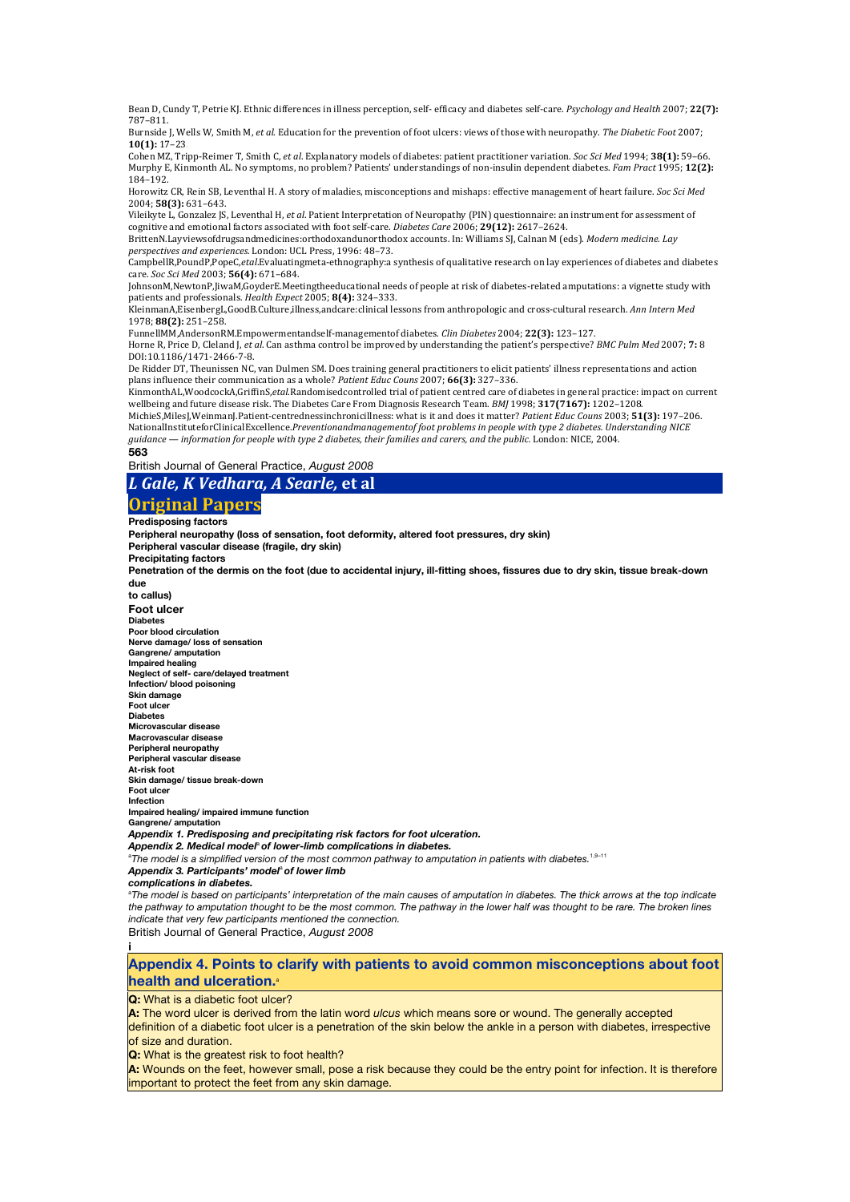Bean D, Cundy T, Petrie KJ. Ethnic differences in illness perception, self- efficacy and diabetes self-care. *Psychology and Health* 2007; **22(7):** 787–811.

Burnside J, Wells W, Smith M, *et al.* Education for the prevention of foot ulcers: views of those with neuropathy. *The Diabetic Foot* 2007; **10(1):** 17–23

Cohen MZ, Tripp-Reimer T, Smith C, *et al*. Explanatory models of diabetes: patient practitioner variation. *Soc Sci Med* 1994; **38(1):** 59–66.

Murphy E, Kinmonth AL. No symptoms, no problem? Patients' understandings of non-insulin dependent diabetes. *Fam Pract* 1995; **12(2):** 184–192.

Horowitz CR, Rein SB, Leventhal H. A story of maladies, misconceptions and mishaps: effective management of heart failure. *Soc Sci Med* 2004; **58(3):** 631–643.

Vileikyte L, Gonzalez JS, Leventhal H, *et al*. Patient Interpretation of Neuropathy (PIN) questionnaire: an instrument for assessment of cognitive and emotional factors associated with foot self-care. *Diabetes Care* 2006; **29(12):** 2617–2624.

BrittenN.Layviewsofdrugsandmedicines:orthodoxandunorthodox accounts. In: Williams SJ, Calnan M (eds). *Modern medicine. Lay perspectives and experiences*. London: UCL Press, 1996: 48–73.

CampbellR,PoundP,PopeC,*etal*.Evaluatingmeta-ethnography:a synthesis of qualitative research on lay experiences of diabetes and diabetes care. *Soc Sci Med* 2003; **56(4):** 671–684.

JohnsonM,NewtonP,JiwaM,GoyderE.Meetingtheeducational needs of people at risk of diabetes-related amputations: a vignette study with patients and professionals. *Health Expect* 2005; **8(4):** 324–333.

KleinmanA,EisenbergL,GoodB.Culture,illness,andcare:clinical lessons from anthropologic and cross-cultural research. *Ann Intern Med* 1978; **88(2):** 251–258.

FunnellMM,AndersonRM.Empowermentandself-managementof diabetes. *Clin Diabetes* 2004; **22(3):** 123–127.

Horne R, Price D, Cleland J, *et al*. Can asthma control be improved by understanding the patient's perspective? *BMC Pulm Med* 2007; **7:** 8 DOI:10.1186/1471-2466-7-8.

De Ridder DT, Theunissen NC, van Dulmen SM. Does training general practitioners to elicit patients' illness representations and action plans influence their communication as a whole? *Patient Educ Couns* 2007; **66(3):** 327–336.

KinmonthAL,WoodcockA,GriffinS,*etal*.Randomisedcontrolled trial of patient centred care of diabetes in general practice: impact on current wellbeing and future disease risk. The Diabetes Care From Diagnosis Research Team. *BMJ* 1998; **317(7167):** 1202–1208.

MichieS,MilesJ,WeinmanJ.Patient-centrednessinchronicillness: what is it and does it matter? *Patient Educ Couns* 2003; **51(3):** 197–206.

NationalInstituteforClinicalExcellence.*Preventionandmanagementof foot problems in people with type 2 diabetes. Understanding NICE guidance — information for people with type 2 diabetes, their families and carers, and the public.* London: NICE, 2004.

## Original Papers

**Predisposing factors**

**Peripheral neuropathy (loss of sensation, foot deformity, altered foot pressures, dry skin)**

**Peripheral vascular disease (fragile, dry skin)**

**Precipitating factors**

**Penetration of the dermis on the foot (due to accidental injury, ill-fitting shoes, fissures due to dry skin, tissue break-down due to callus)**

**Foot ulcer**

**Diabetes**
**Poor blood circulation**
**Nerve damage/ loss of sensation**
**Gangrene/ amputation**
**Impaired healing**
**Neglect of self- care/delayed treatment**
**Infection/ blood poisoning**
**Skin damage**
**Foot ulcer**

**Diabetes**
**Microvascular disease**
**Macrovascular disease**
**Peripheral neuropathy**
**Peripheral vascular disease**
**At-risk foot**
**Skin damage/ tissue break-down**
**Foot ulcer**
**Infection**
**Impaired healing/ impaired immune function**
**Gangrene/ amputation**

***Appendix 1. Predisposing and precipitating risk factors for foot ulceration.***

***Appendix 2. Medical model[a] of lower-limb complications in diabetes.***

[a]*The model is a simplified version of the most common pathway to amputation in patients with diabetes.*[1,9–11]

***Appendix 3. Participants' model[a] of lower limb complications in diabetes.***

[a]*The model is based on participants' interpretation of the main causes of amputation in diabetes. The thick arrows at the top indicate the pathway to amputation thought to be the most common. The pathway in the lower half was thought to be rare. The broken lines indicate that very few participants mentioned the connection.*

### Appendix 4. Points to clarify with patients to avoid common misconceptions about foot health and ulceration.[a]

**Q:** What is a diabetic foot ulcer?

**A:** The word ulcer is derived from the latin word *ulcus* which means sore or wound. The generally accepted definition of a diabetic foot ulcer is a penetration of the skin below the ankle in a person with diabetes, irrespective of size and duration.

**Q:** What is the greatest risk to foot health?

**A:** Wounds on the feet, however small, pose a risk because they could be the entry point for infection. It is therefore important to protect the feet from any skin damage.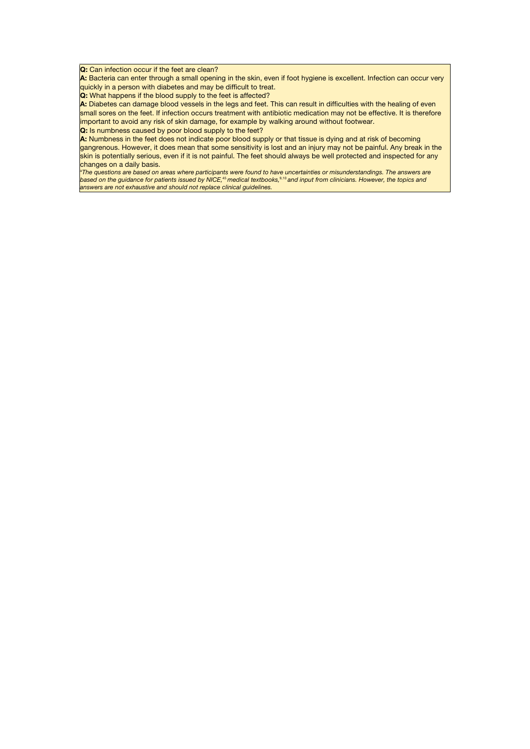**Q:** Can infection occur if the feet are clean?

**A:** Bacteria can enter through a small opening in the skin, even if foot hygiene is excellent. Infection can occur very quickly in a person with diabetes and may be difficult to treat.

**Q:** What happens if the blood supply to the feet is affected?

**A:** Diabetes can damage blood vessels in the legs and feet. This can result in difficulties with the healing of even small sores on the feet. If infection occurs treatment with antibiotic medication may not be effective. It is therefore important to avoid any risk of skin damage, for example by walking around without footwear.

**Q:** Is numbness caused by poor blood supply to the feet?

**A:** Numbness in the feet does not indicate poor blood supply or that tissue is dying and at risk of becoming gangrenous. However, it does mean that some sensitivity is lost and an injury may not be painful. Any break in the skin is potentially serious, even if it is not painful. The feet should always be well protected and inspected for any changes on a daily basis.

[a]*The questions are based on areas where participants were found to have uncertainties or misunderstandings. The answers are based on the guidance for patients issued by NICE,*[45] *medical textbooks,*[9,10] *and input from clinicians. However, the topics and answers are not exhaustive and should not replace clinical guidelines.*